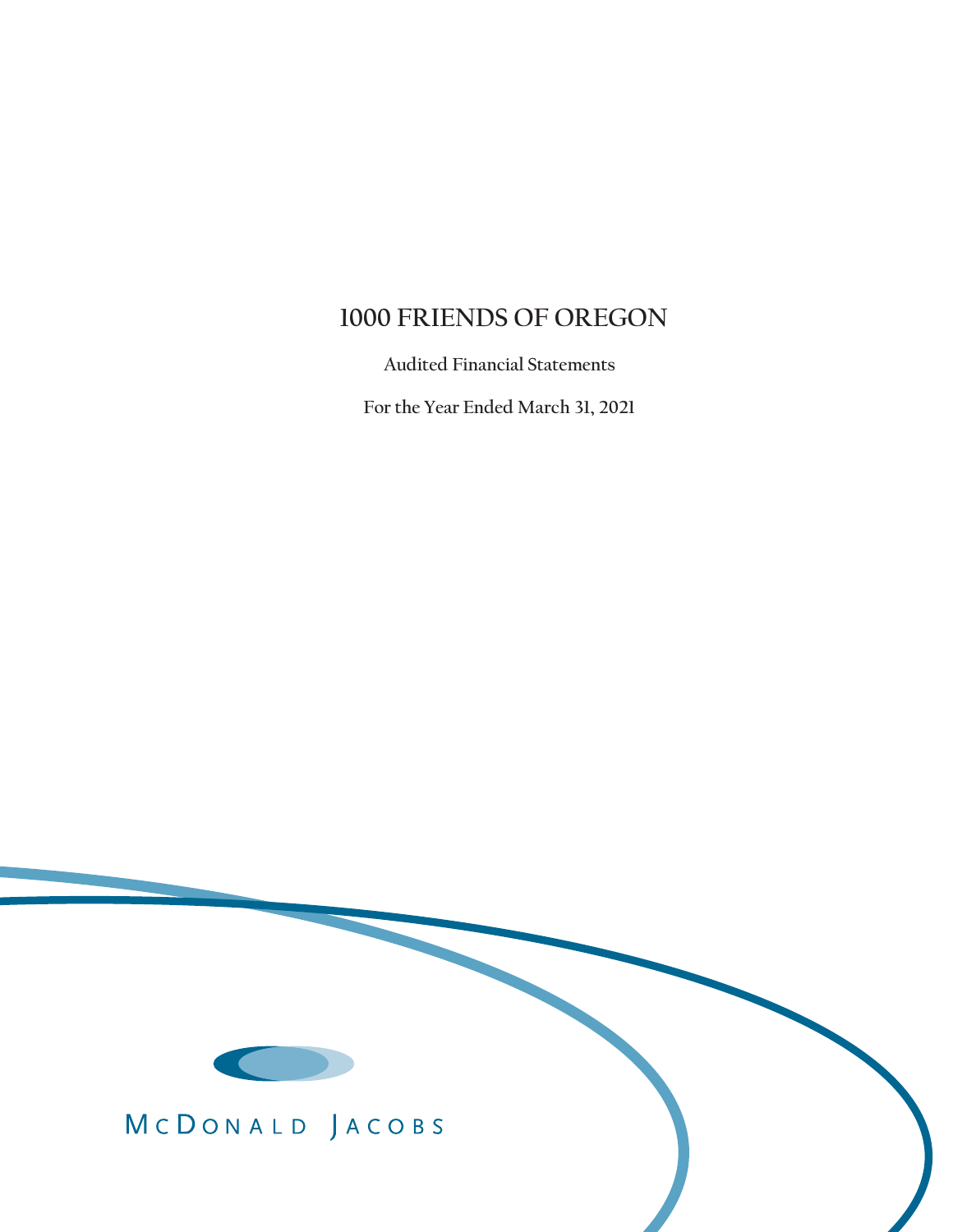# 1000 FRIENDS OF OREGON

Audited Financial Statements

For the Year Ended March 31, 2021

McDONALD JACOBS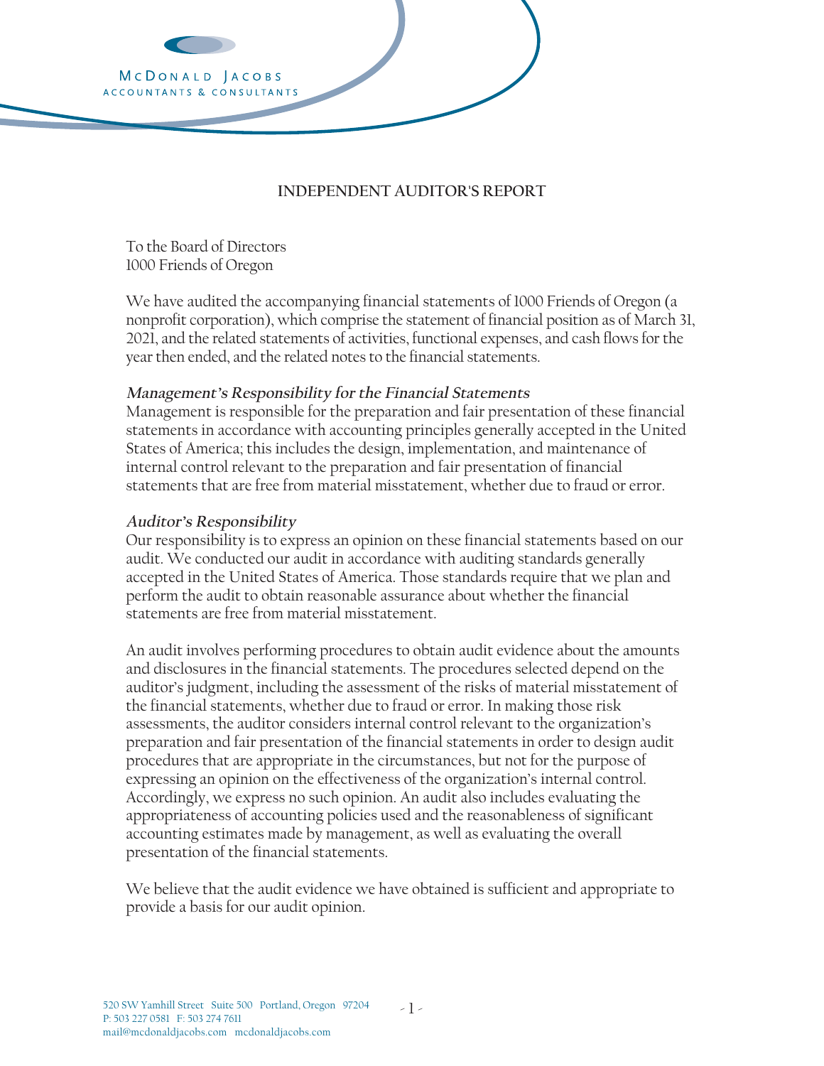McDONALD JACOBS
ACCOUNTANTS & CONSULTANTS

## INDEPENDENT AUDITOR'S REPORT

To the Board of Directors
1000 Friends of Oregon

We have audited the accompanying financial statements of 1000 Friends of Oregon (a nonprofit corporation), which comprise the statement of financial position as of March 31, 2021, and the related statements of activities, functional expenses, and cash flows for the year then ended, and the related notes to the financial statements.

### *Management's Responsibility for the Financial Statements*

Management is responsible for the preparation and fair presentation of these financial statements in accordance with accounting principles generally accepted in the United States of America; this includes the design, implementation, and maintenance of internal control relevant to the preparation and fair presentation of financial statements that are free from material misstatement, whether due to fraud or error.

### *Auditor's Responsibility*

Our responsibility is to express an opinion on these financial statements based on our audit. We conducted our audit in accordance with auditing standards generally accepted in the United States of America. Those standards require that we plan and perform the audit to obtain reasonable assurance about whether the financial statements are free from material misstatement.

An audit involves performing procedures to obtain audit evidence about the amounts and disclosures in the financial statements. The procedures selected depend on the auditor's judgment, including the assessment of the risks of material misstatement of the financial statements, whether due to fraud or error. In making those risk assessments, the auditor considers internal control relevant to the organization's preparation and fair presentation of the financial statements in order to design audit procedures that are appropriate in the circumstances, but not for the purpose of expressing an opinion on the effectiveness of the organization's internal control. Accordingly, we express no such opinion. An audit also includes evaluating the appropriateness of accounting policies used and the reasonableness of significant accounting estimates made by management, as well as evaluating the overall presentation of the financial statements.

We believe that the audit evidence we have obtained is sufficient and appropriate to provide a basis for our audit opinion.

520 SW Yamhill Street Suite 500 Portland, Oregon 97204
P: 503 227 0581 F: 503 274 7611
mail@mcdonaldjacobs.com mcdonaldjacobs.com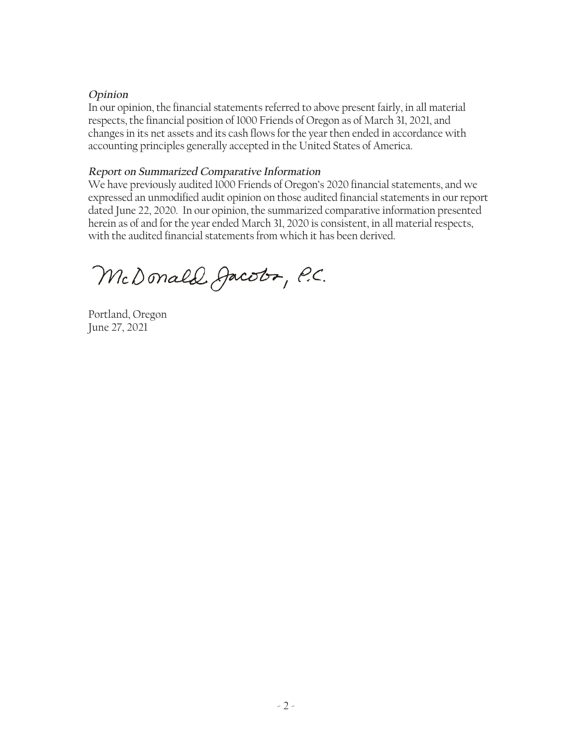***Opinion***

In our opinion, the financial statements referred to above present fairly, in all material respects, the financial position of 1000 Friends of Oregon as of March 31, 2021, and changes in its net assets and its cash flows for the year then ended in accordance with accounting principles generally accepted in the United States of America.

***Report on Summarized Comparative Information***

We have previously audited 1000 Friends of Oregon's 2020 financial statements, and we expressed an unmodified audit opinion on those audited financial statements in our report dated June 22, 2020. In our opinion, the summarized comparative information presented herein as of and for the year ended March 31, 2020 is consistent, in all material respects, with the audited financial statements from which it has been derived.

McDonald Jacobs, P.C.

Portland, Oregon
June 27, 2021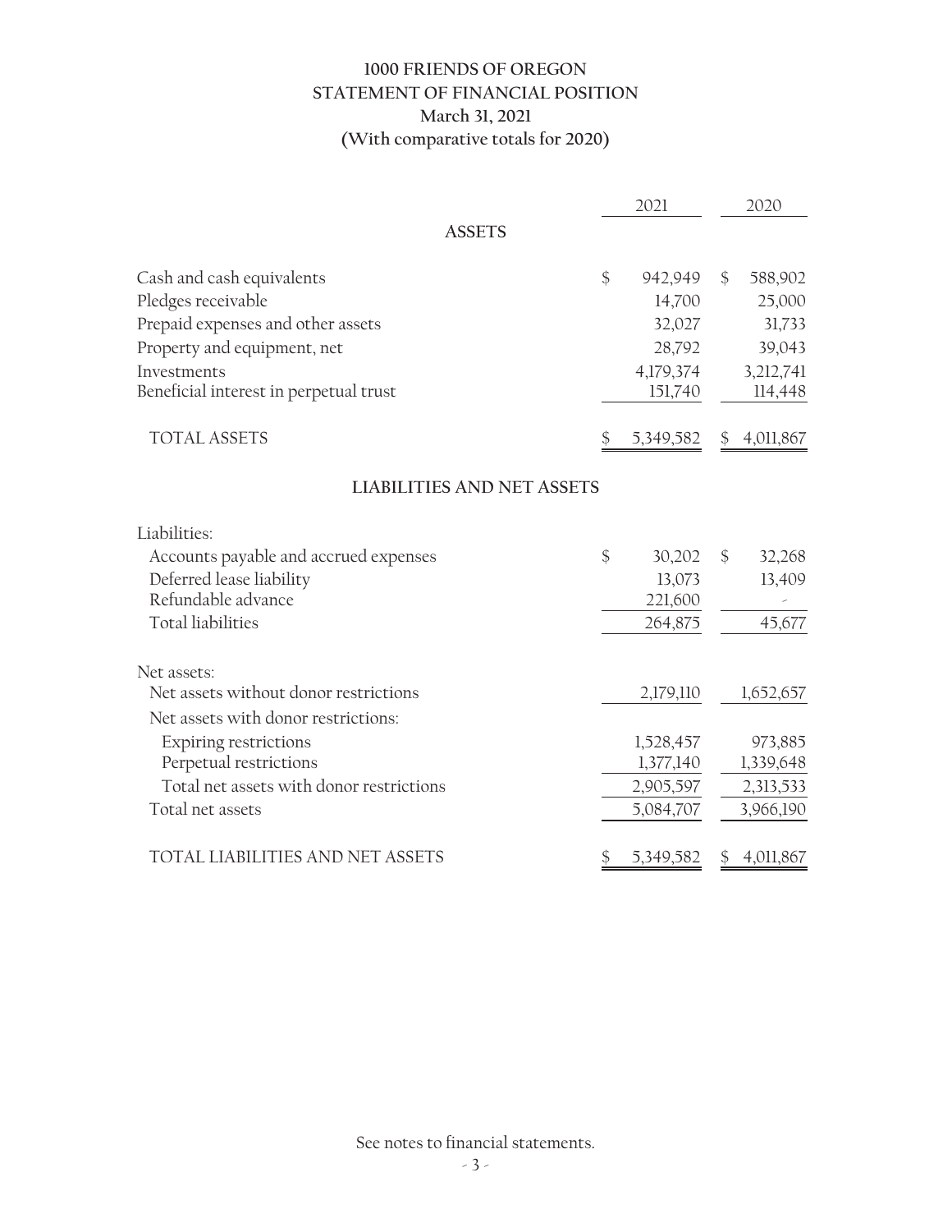# 1000 FRIENDS OF OREGON
## STATEMENT OF FINANCIAL POSITION
### March 31, 2021
### (With comparative totals for 2020)

| | 2021 | 2020 |
|---|---|---|
| **ASSETS** | | |
| Cash and cash equivalents | $ 942,949 | $ 588,902 |
| Pledges receivable | 14,700 | 25,000 |
| Prepaid expenses and other assets | 32,027 | 31,733 |
| Property and equipment, net | 28,792 | 39,043 |
| Investments | 4,179,374 | 3,212,741 |
| Beneficial interest in perpetual trust | 151,740 | 114,448 |
| TOTAL ASSETS | $ 5,349,582 | $ 4,011,867 |
| **LIABILITIES AND NET ASSETS** | | |
| Liabilities: | | |
| Accounts payable and accrued expenses | $ 30,202 | $ 32,268 |
| Deferred lease liability | 13,073 | 13,409 |
| Refundable advance | 221,600 | - |
| Total liabilities | 264,875 | 45,677 |
| Net assets: | | |
| Net assets without donor restrictions | 2,179,110 | 1,652,657 |
| Net assets with donor restrictions: | | |
| Expiring restrictions | 1,528,457 | 973,885 |
| Perpetual restrictions | 1,377,140 | 1,339,648 |
| Total net assets with donor restrictions | 2,905,597 | 2,313,533 |
| Total net assets | 5,084,707 | 3,966,190 |
| TOTAL LIABILITIES AND NET ASSETS | $ 5,349,582 | $ 4,011,867 |

See notes to financial statements.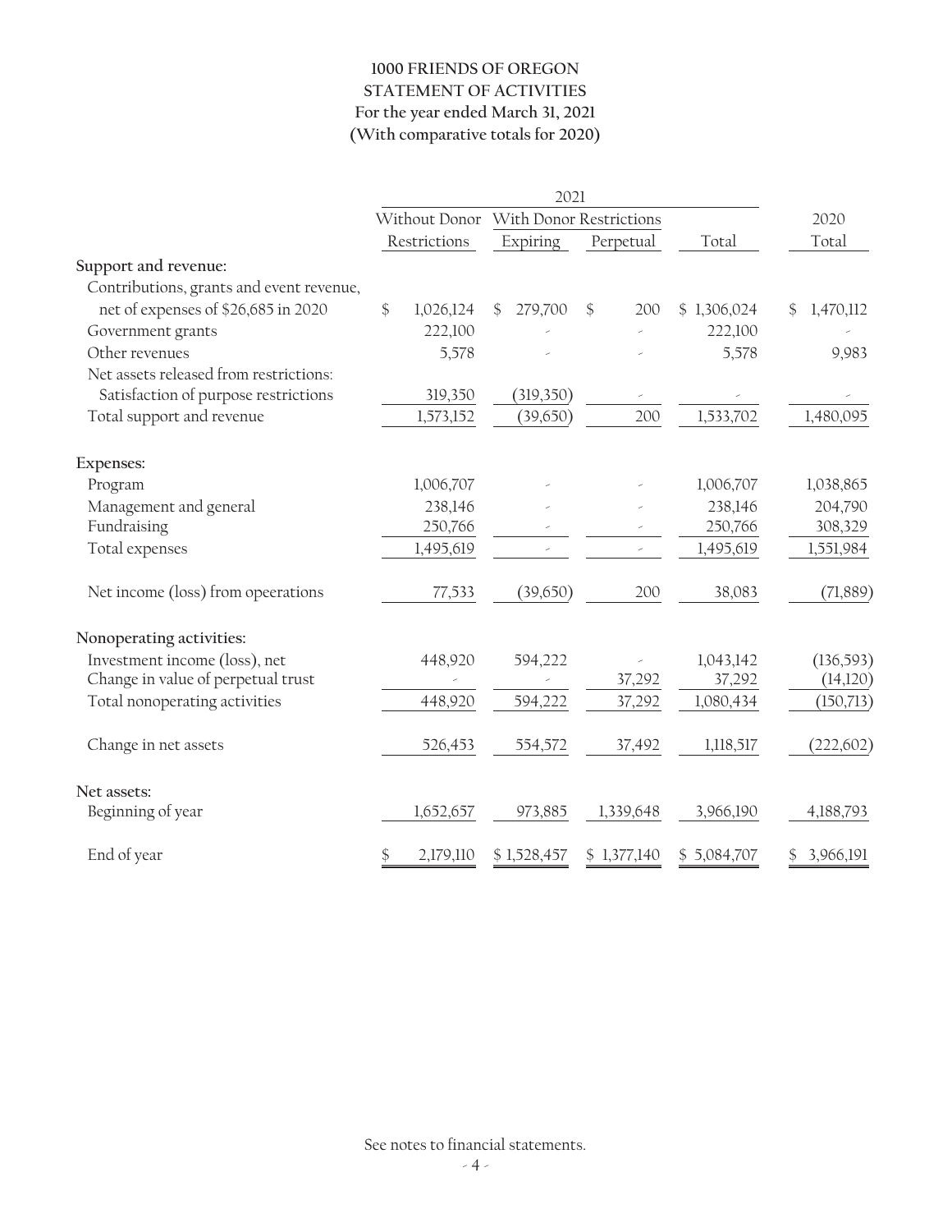# 1000 FRIENDS OF OREGON
## STATEMENT OF ACTIVITIES
### For the year ended March 31, 2021
### (With comparative totals for 2020)

| | 2021 | | | | |
|---|---|---|---|---|---|
| | Without Donor | With Donor Restrictions | | | 2020 |
| | Restrictions | Expiring | Perpetual | Total | Total |
| **Support and revenue:** | | | | | |
| Contributions, grants and event revenue, net of expenses of $26,685 in 2020 | $ 1,026,124 | $ 279,700 | $ 200 | $ 1,306,024 | $ 1,470,112 |
| Government grants | 222,100 | - | - | 222,100 | - |
| Other revenues | 5,578 | - | - | 5,578 | 9,983 |
| Net assets released from restrictions: | | | | | |
| Satisfaction of purpose restrictions | 319,350 | (319,350) | - | - | - |
| Total support and revenue | 1,573,152 | (39,650) | 200 | 1,533,702 | 1,480,095 |
| **Expenses:** | | | | | |
| Program | 1,006,707 | - | - | 1,006,707 | 1,038,865 |
| Management and general | 238,146 | - | - | 238,146 | 204,790 |
| Fundraising | 250,766 | - | - | 250,766 | 308,329 |
| Total expenses | 1,495,619 | - | - | 1,495,619 | 1,551,984 |
| Net income (loss) from opeerations | 77,533 | (39,650) | 200 | 38,083 | (71,889) |
| **Nonoperating activities:** | | | | | |
| Investment income (loss), net | 448,920 | 594,222 | - | 1,043,142 | (136,593) |
| Change in value of perpetual trust | - | - | 37,292 | 37,292 | (14,120) |
| Total nonoperating activities | 448,920 | 594,222 | 37,292 | 1,080,434 | (150,713) |
| Change in net assets | 526,453 | 554,572 | 37,492 | 1,118,517 | (222,602) |
| **Net assets:** | | | | | |
| Beginning of year | 1,652,657 | 973,885 | 1,339,648 | 3,966,190 | 4,188,793 |
| End of year | $ 2,179,110 | $ 1,528,457 | $ 1,377,140 | $ 5,084,707 | $ 3,966,191 |

See notes to financial statements.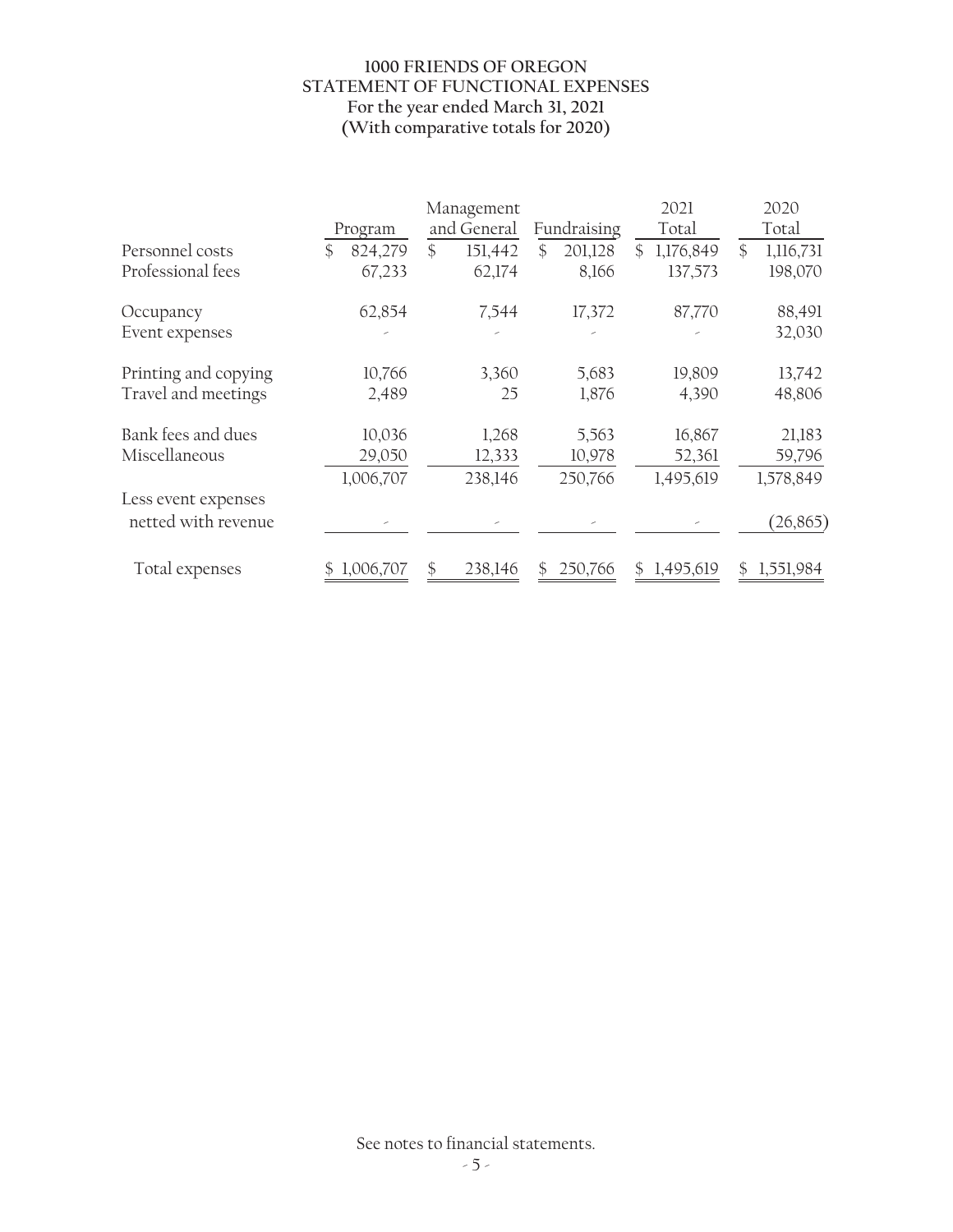# 1000 FRIENDS OF OREGON
## STATEMENT OF FUNCTIONAL EXPENSES
### For the year ended March 31, 2021
### (With comparative totals for 2020)

| | Program | Management and General | Fundraising | 2021 Total | 2020 Total |
|---|---|---|---|---|---|
| Personnel costs | $ 824,279 | $ 151,442 | $ 201,128 | $ 1,176,849 | $ 1,116,731 |
| Professional fees | 67,233 | 62,174 | 8,166 | 137,573 | 198,070 |
| Occupancy | 62,854 | 7,544 | 17,372 | 87,770 | 88,491 |
| Event expenses | - | - | - | - | 32,030 |
| Printing and copying | 10,766 | 3,360 | 5,683 | 19,809 | 13,742 |
| Travel and meetings | 2,489 | 25 | 1,876 | 4,390 | 48,806 |
| Bank fees and dues | 10,036 | 1,268 | 5,563 | 16,867 | 21,183 |
| Miscellaneous | 29,050 | 12,333 | 10,978 | 52,361 | 59,796 |
| | 1,006,707 | 238,146 | 250,766 | 1,495,619 | 1,578,849 |
| Less event expenses netted with revenue | - | - | - | - | (26,865) |
| Total expenses | $ 1,006,707 | $ 238,146 | $ 250,766 | $ 1,495,619 | $ 1,551,984 |

See notes to financial statements.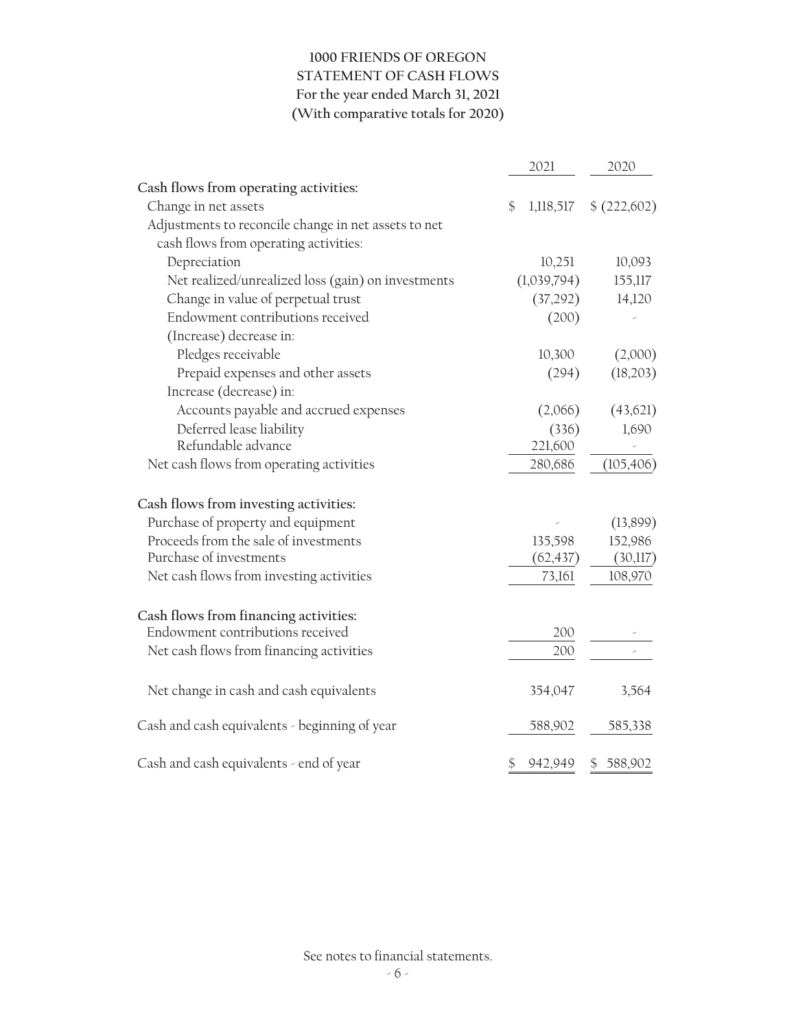# 1000 FRIENDS OF OREGON
## STATEMENT OF CASH FLOWS
### For the year ended March 31, 2021
### (With comparative totals for 2020)

| | 2021 | 2020 |
|---|---|---|
| **Cash flows from operating activities:** | | |
| Change in net assets | $ 1,118,517 | $ (222,602) |
| Adjustments to reconcile change in net assets to net cash flows from operating activities: | | |
| Depreciation | 10,251 | 10,093 |
| Net realized/unrealized loss (gain) on investments | (1,039,794) | 155,117 |
| Change in value of perpetual trust | (37,292) | 14,120 |
| Endowment contributions received | (200) | - |
| (Increase) decrease in: | | |
| Pledges receivable | 10,300 | (2,000) |
| Prepaid expenses and other assets | (294) | (18,203) |
| Increase (decrease) in: | | |
| Accounts payable and accrued expenses | (2,066) | (43,621) |
| Deferred lease liability | (336) | 1,690 |
| Refundable advance | 221,600 | - |
| Net cash flows from operating activities | 280,686 | (105,406) |
| **Cash flows from investing activities:** | | |
| Purchase of property and equipment | - | (13,899) |
| Proceeds from the sale of investments | 135,598 | 152,986 |
| Purchase of investments | (62,437) | (30,117) |
| Net cash flows from investing activities | 73,161 | 108,970 |
| **Cash flows from financing activities:** | | |
| Endowment contributions received | 200 | - |
| Net cash flows from financing activities | 200 | - |
| Net change in cash and cash equivalents | 354,047 | 3,564 |
| Cash and cash equivalents - beginning of year | 588,902 | 585,338 |
| Cash and cash equivalents - end of year | $ 942,949 | $ 588,902 |

See notes to financial statements.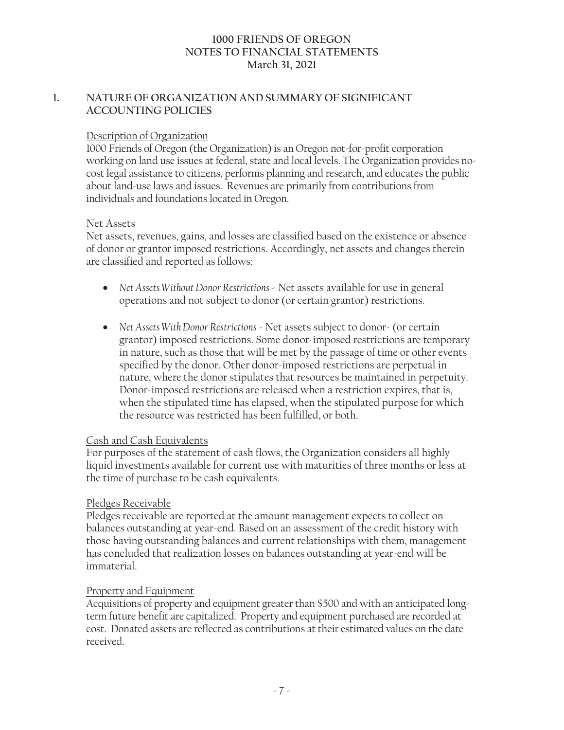# 1000 FRIENDS OF OREGON
## NOTES TO FINANCIAL STATEMENTS
### March 31, 2021

## 1. NATURE OF ORGANIZATION AND SUMMARY OF SIGNIFICANT ACCOUNTING POLICIES

Description of Organization

1000 Friends of Oregon (the Organization) is an Oregon not-for-profit corporation working on land use issues at federal, state and local levels. The Organization provides no-cost legal assistance to citizens, performs planning and research, and educates the public about land-use laws and issues. Revenues are primarily from contributions from individuals and foundations located in Oregon.

Net Assets

Net assets, revenues, gains, and losses are classified based on the existence or absence of donor or grantor imposed restrictions. Accordingly, net assets and changes therein are classified and reported as follows:

- *Net Assets Without Donor Restrictions* - Net assets available for use in general operations and not subject to donor (or certain grantor) restrictions.

- *Net Assets With Donor Restrictions* - Net assets subject to donor- (or certain grantor) imposed restrictions. Some donor-imposed restrictions are temporary in nature, such as those that will be met by the passage of time or other events specified by the donor. Other donor-imposed restrictions are perpetual in nature, where the donor stipulates that resources be maintained in perpetuity. Donor-imposed restrictions are released when a restriction expires, that is, when the stipulated time has elapsed, when the stipulated purpose for which the resource was restricted has been fulfilled, or both.

Cash and Cash Equivalents

For purposes of the statement of cash flows, the Organization considers all highly liquid investments available for current use with maturities of three months or less at the time of purchase to be cash equivalents.

Pledges Receivable

Pledges receivable are reported at the amount management expects to collect on balances outstanding at year-end. Based on an assessment of the credit history with those having outstanding balances and current relationships with them, management has concluded that realization losses on balances outstanding at year-end will be immaterial.

Property and Equipment

Acquisitions of property and equipment greater than $500 and with an anticipated long-term future benefit are capitalized. Property and equipment purchased are recorded at cost. Donated assets are reflected as contributions at their estimated values on the date received.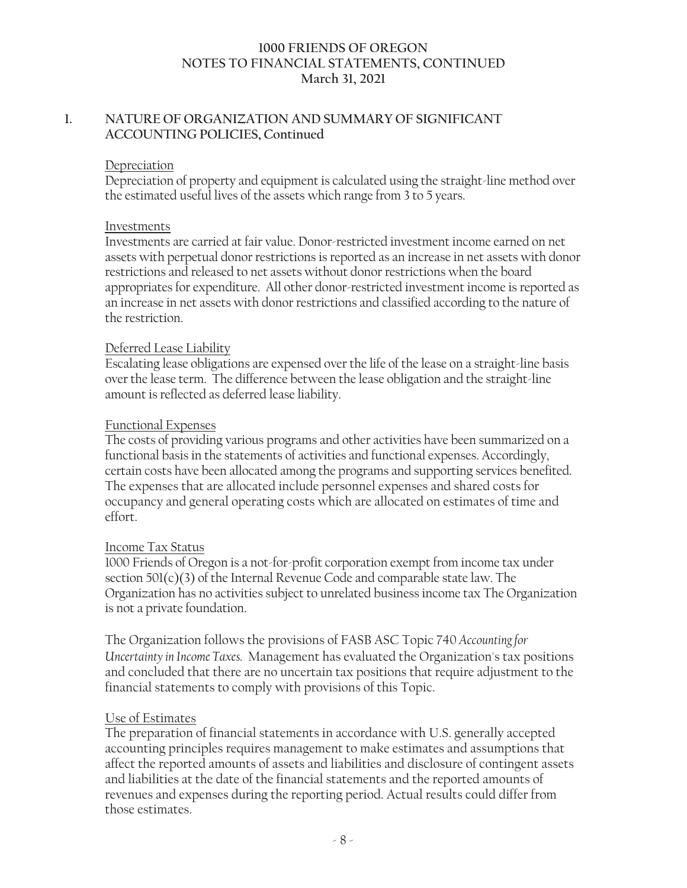# 1000 FRIENDS OF OREGON
## NOTES TO FINANCIAL STATEMENTS, CONTINUED
### March 31, 2021

## 1. NATURE OF ORGANIZATION AND SUMMARY OF SIGNIFICANT ACCOUNTING POLICIES, Continued

Depreciation

Depreciation of property and equipment is calculated using the straight-line method over the estimated useful lives of the assets which range from 3 to 5 years.

Investments

Investments are carried at fair value. Donor-restricted investment income earned on net assets with perpetual donor restrictions is reported as an increase in net assets with donor restrictions and released to net assets without donor restrictions when the board appropriates for expenditure. All other donor-restricted investment income is reported as an increase in net assets with donor restrictions and classified according to the nature of the restriction.

Deferred Lease Liability

Escalating lease obligations are expensed over the life of the lease on a straight-line basis over the lease term. The difference between the lease obligation and the straight-line amount is reflected as deferred lease liability.

Functional Expenses

The costs of providing various programs and other activities have been summarized on a functional basis in the statements of activities and functional expenses. Accordingly, certain costs have been allocated among the programs and supporting services benefited. The expenses that are allocated include personnel expenses and shared costs for occupancy and general operating costs which are allocated on estimates of time and effort.

Income Tax Status

1000 Friends of Oregon is a not-for-profit corporation exempt from income tax under section 501(c)(3) of the Internal Revenue Code and comparable state law. The Organization has no activities subject to unrelated business income tax The Organization is not a private foundation.

The Organization follows the provisions of FASB ASC Topic 740 *Accounting for Uncertainty in Income Taxes.* Management has evaluated the Organization's tax positions and concluded that there are no uncertain tax positions that require adjustment to the financial statements to comply with provisions of this Topic.

Use of Estimates

The preparation of financial statements in accordance with U.S. generally accepted accounting principles requires management to make estimates and assumptions that affect the reported amounts of assets and liabilities and disclosure of contingent assets and liabilities at the date of the financial statements and the reported amounts of revenues and expenses during the reporting period. Actual results could differ from those estimates.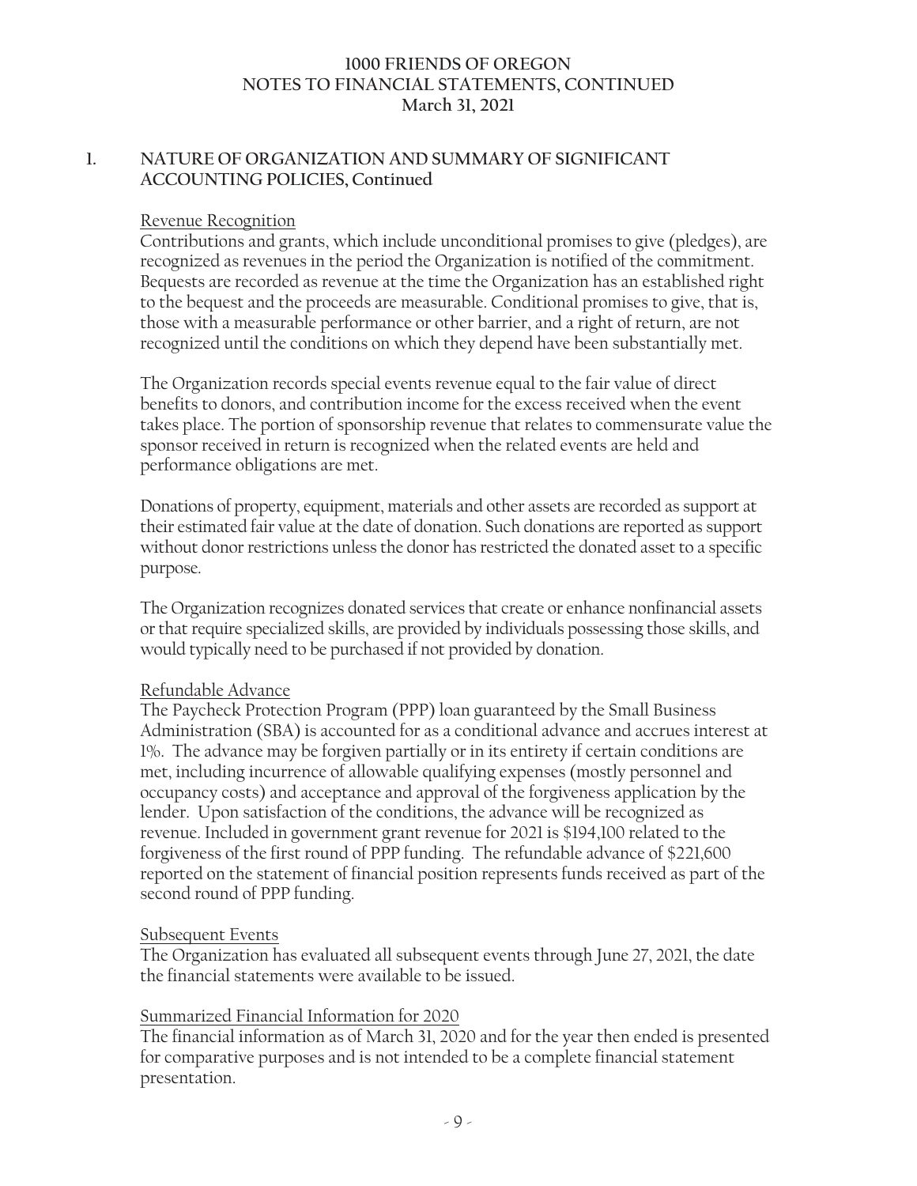# 1000 FRIENDS OF OREGON
## NOTES TO FINANCIAL STATEMENTS, CONTINUED
### March 31, 2021

## 1. NATURE OF ORGANIZATION AND SUMMARY OF SIGNIFICANT ACCOUNTING POLICIES, Continued

### Revenue Recognition

Contributions and grants, which include unconditional promises to give (pledges), are recognized as revenues in the period the Organization is notified of the commitment. Bequests are recorded as revenue at the time the Organization has an established right to the bequest and the proceeds are measurable. Conditional promises to give, that is, those with a measurable performance or other barrier, and a right of return, are not recognized until the conditions on which they depend have been substantially met.

The Organization records special events revenue equal to the fair value of direct benefits to donors, and contribution income for the excess received when the event takes place. The portion of sponsorship revenue that relates to commensurate value the sponsor received in return is recognized when the related events are held and performance obligations are met.

Donations of property, equipment, materials and other assets are recorded as support at their estimated fair value at the date of donation. Such donations are reported as support without donor restrictions unless the donor has restricted the donated asset to a specific purpose.

The Organization recognizes donated services that create or enhance nonfinancial assets or that require specialized skills, are provided by individuals possessing those skills, and would typically need to be purchased if not provided by donation.

### Refundable Advance

The Paycheck Protection Program (PPP) loan guaranteed by the Small Business Administration (SBA) is accounted for as a conditional advance and accrues interest at 1%. The advance may be forgiven partially or in its entirety if certain conditions are met, including incurrence of allowable qualifying expenses (mostly personnel and occupancy costs) and acceptance and approval of the forgiveness application by the lender. Upon satisfaction of the conditions, the advance will be recognized as revenue. Included in government grant revenue for 2021 is $194,100 related to the forgiveness of the first round of PPP funding. The refundable advance of $221,600 reported on the statement of financial position represents funds received as part of the second round of PPP funding.

### Subsequent Events

The Organization has evaluated all subsequent events through June 27, 2021, the date the financial statements were available to be issued.

### Summarized Financial Information for 2020

The financial information as of March 31, 2020 and for the year then ended is presented for comparative purposes and is not intended to be a complete financial statement presentation.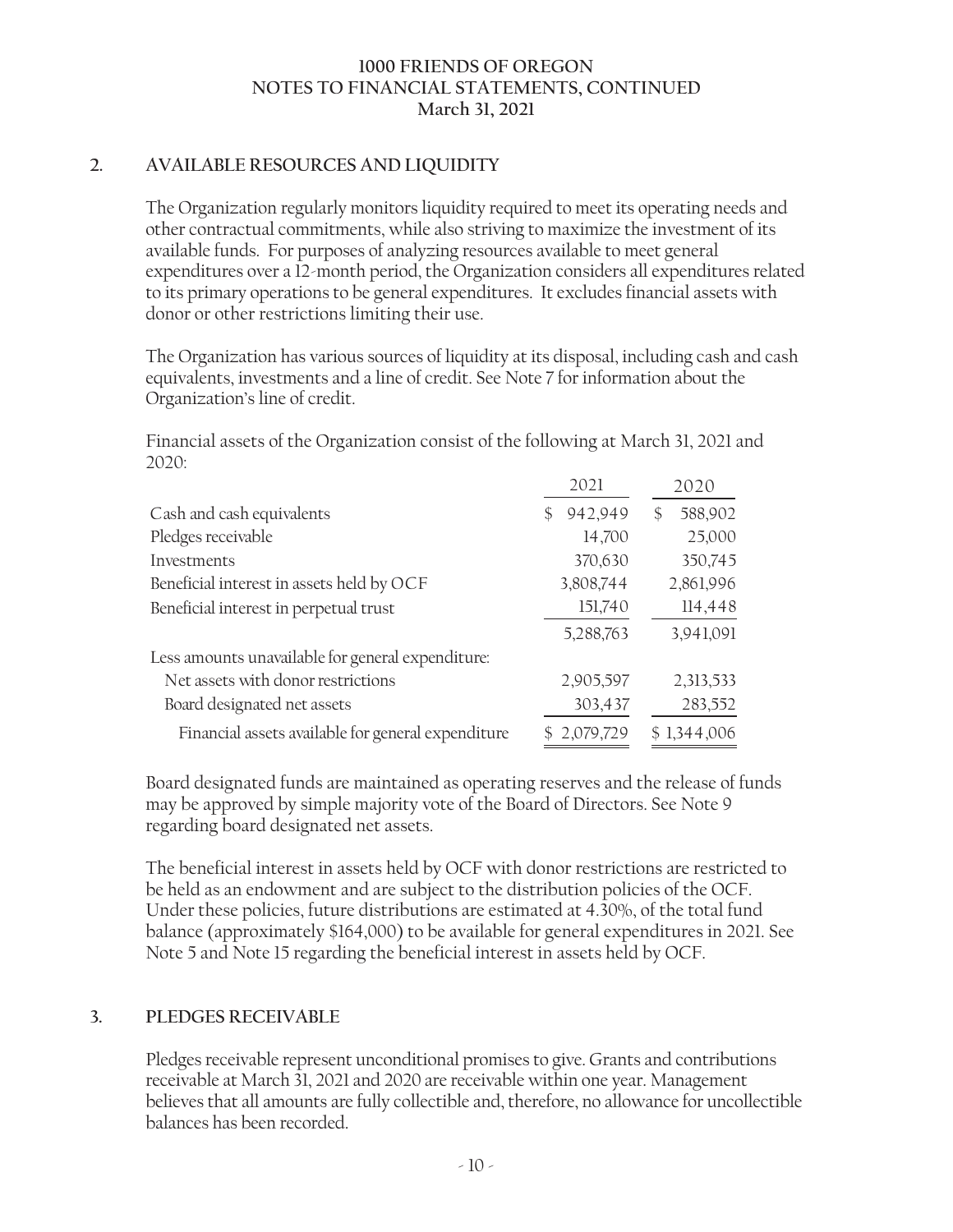1000 FRIENDS OF OREGON
NOTES TO FINANCIAL STATEMENTS, CONTINUED
March 31, 2021

## 2. AVAILABLE RESOURCES AND LIQUIDITY

The Organization regularly monitors liquidity required to meet its operating needs and other contractual commitments, while also striving to maximize the investment of its available funds. For purposes of analyzing resources available to meet general expenditures over a 12-month period, the Organization considers all expenditures related to its primary operations to be general expenditures. It excludes financial assets with donor or other restrictions limiting their use.

The Organization has various sources of liquidity at its disposal, including cash and cash equivalents, investments and a line of credit. See Note 7 for information about the Organization's line of credit.

Financial assets of the Organization consist of the following at March 31, 2021 and 2020:

| | 2021 | 2020 |
|---|---|---|
| Cash and cash equivalents | $ 942,949 | $ 588,902 |
| Pledges receivable | 14,700 | 25,000 |
| Investments | 370,630 | 350,745 |
| Beneficial interest in assets held by OCF | 3,808,744 | 2,861,996 |
| Beneficial interest in perpetual trust | 151,740 | 114,448 |
| | 5,288,763 | 3,941,091 |
| Less amounts unavailable for general expenditure: | | |
| Net assets with donor restrictions | 2,905,597 | 2,313,533 |
| Board designated net assets | 303,437 | 283,552 |
| Financial assets available for general expenditure | $ 2,079,729 | $ 1,344,006 |

Board designated funds are maintained as operating reserves and the release of funds may be approved by simple majority vote of the Board of Directors. See Note 9 regarding board designated net assets.

The beneficial interest in assets held by OCF with donor restrictions are restricted to be held as an endowment and are subject to the distribution policies of the OCF. Under these policies, future distributions are estimated at 4.30%, of the total fund balance (approximately $164,000) to be available for general expenditures in 2021. See Note 5 and Note 15 regarding the beneficial interest in assets held by OCF.

## 3. PLEDGES RECEIVABLE

Pledges receivable represent unconditional promises to give. Grants and contributions receivable at March 31, 2021 and 2020 are receivable within one year. Management believes that all amounts are fully collectible and, therefore, no allowance for uncollectible balances has been recorded.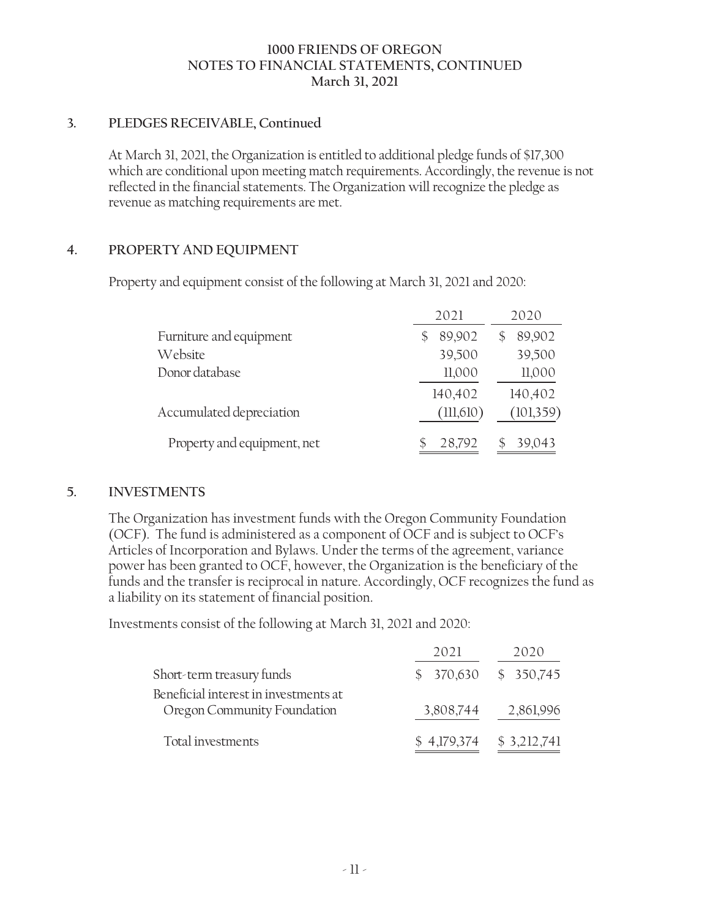## 3. PLEDGES RECEIVABLE, Continued

At March 31, 2021, the Organization is entitled to additional pledge funds of $17,300 which are conditional upon meeting match requirements. Accordingly, the revenue is not reflected in the financial statements. The Organization will recognize the pledge as revenue as matching requirements are met.

## 4. PROPERTY AND EQUIPMENT

Property and equipment consist of the following at March 31, 2021 and 2020:

| | 2021 | 2020 |
|---|---|---|
| Furniture and equipment | $ 89,902 | $ 89,902 |
| Website | 39,500 | 39,500 |
| Donor database | 11,000 | 11,000 |
| | 140,402 | 140,402 |
| Accumulated depreciation | (111,610) | (101,359) |
| Property and equipment, net | $ 28,792 | $ 39,043 |

## 5. INVESTMENTS

The Organization has investment funds with the Oregon Community Foundation (OCF). The fund is administered as a component of OCF and is subject to OCF's Articles of Incorporation and Bylaws. Under the terms of the agreement, variance power has been granted to OCF, however, the Organization is the beneficiary of the funds and the transfer is reciprocal in nature. Accordingly, OCF recognizes the fund as a liability on its statement of financial position.

Investments consist of the following at March 31, 2021 and 2020:

| | 2021 | 2020 |
|---|---|---|
| Short-term treasury funds | $ 370,630 | $ 350,745 |
| Beneficial interest in investments at Oregon Community Foundation | 3,808,744 | 2,861,996 |
| Total investments | $ 4,179,374 | $ 3,212,741 |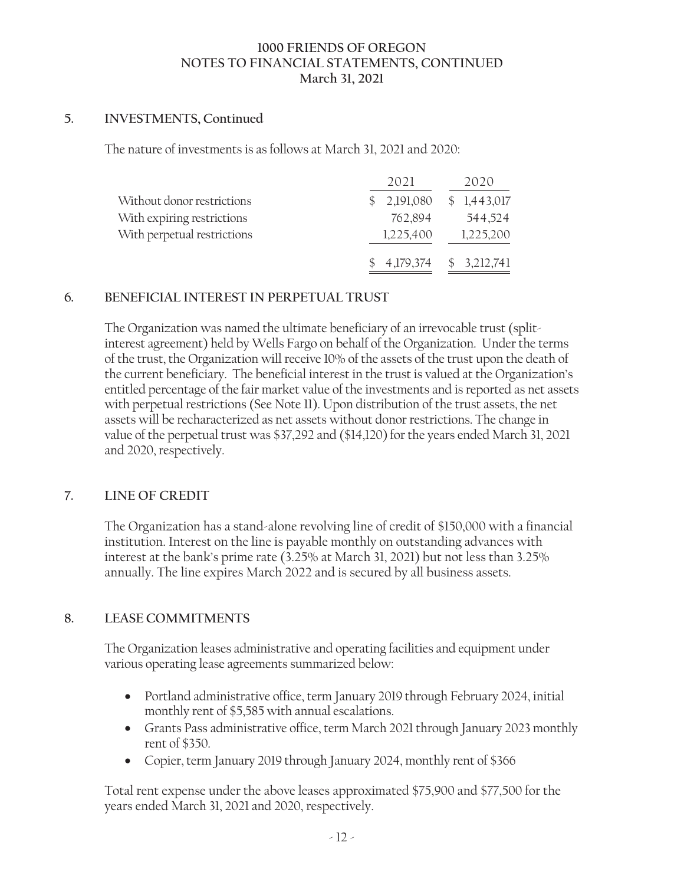## 5. INVESTMENTS, Continued

The nature of investments is as follows at March 31, 2021 and 2020:

| | 2021 | 2020 |
|---|---|---|
| Without donor restrictions | $ 2,191,080 | $ 1,443,017 |
| With expiring restrictions | 762,894 | 544,524 |
| With perpetual restrictions | 1,225,400 | 1,225,200 |
| | $ 4,179,374 | $ 3,212,741 |

## 6. BENEFICIAL INTEREST IN PERPETUAL TRUST

The Organization was named the ultimate beneficiary of an irrevocable trust (split-interest agreement) held by Wells Fargo on behalf of the Organization. Under the terms of the trust, the Organization will receive 10% of the assets of the trust upon the death of the current beneficiary. The beneficial interest in the trust is valued at the Organization's entitled percentage of the fair market value of the investments and is reported as net assets with perpetual restrictions (See Note 11). Upon distribution of the trust assets, the net assets will be recharacterized as net assets without donor restrictions. The change in value of the perpetual trust was $37,292 and ($14,120) for the years ended March 31, 2021 and 2020, respectively.

## 7. LINE OF CREDIT

The Organization has a stand-alone revolving line of credit of $150,000 with a financial institution. Interest on the line is payable monthly on outstanding advances with interest at the bank's prime rate (3.25% at March 31, 2021) but not less than 3.25% annually. The line expires March 2022 and is secured by all business assets.

## 8. LEASE COMMITMENTS

The Organization leases administrative and operating facilities and equipment under various operating lease agreements summarized below:

- Portland administrative office, term January 2019 through February 2024, initial monthly rent of $5,585 with annual escalations.
- Grants Pass administrative office, term March 2021 through January 2023 monthly rent of $350.
- Copier, term January 2019 through January 2024, monthly rent of $366

Total rent expense under the above leases approximated $75,900 and $77,500 for the years ended March 31, 2021 and 2020, respectively.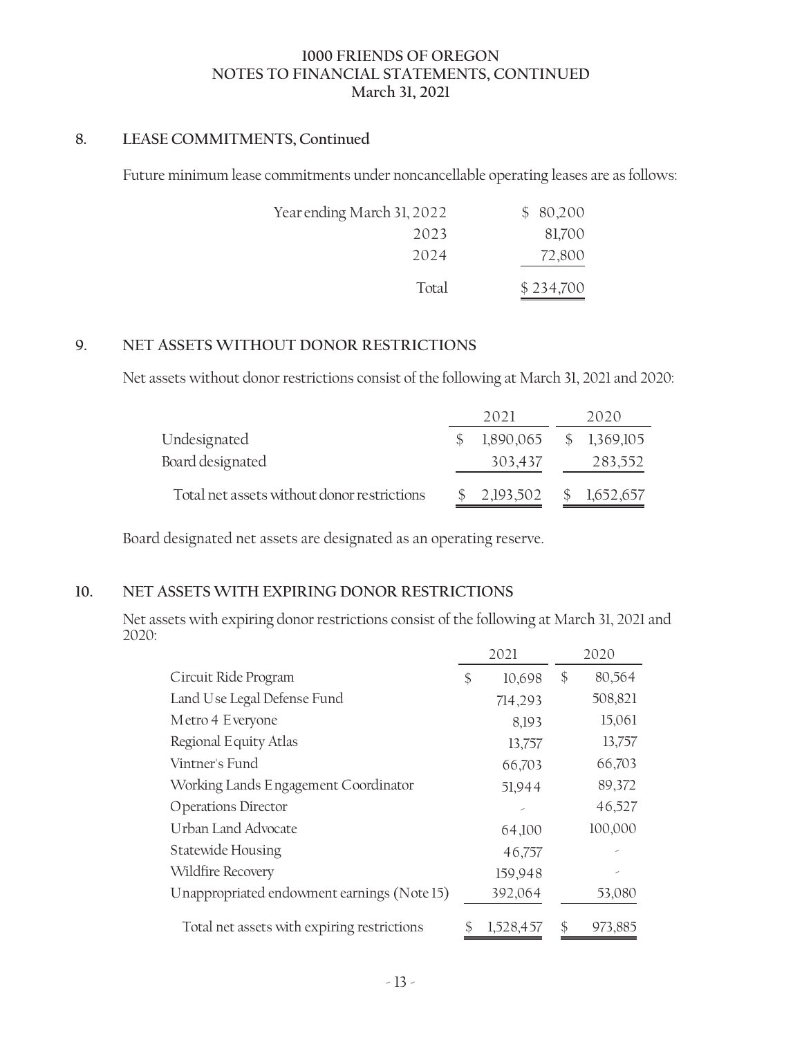### 1000 FRIENDS OF OREGON
### NOTES TO FINANCIAL STATEMENTS, CONTINUED
### March 31, 2021

## 8. LEASE COMMITMENTS, Continued

Future minimum lease commitments under noncancellable operating leases are as follows:

| | |
|---|---|
| Year ending March 31, 2022 | $ 80,200 |
| 2023 | 81,700 |
| 2024 | 72,800 |
| Total | $ 234,700 |

## 9. NET ASSETS WITHOUT DONOR RESTRICTIONS

Net assets without donor restrictions consist of the following at March 31, 2021 and 2020:

| | 2021 | 2020 |
|---|---|---|
| Undesignated | $ 1,890,065 | $ 1,369,105 |
| Board designated | 303,437 | 283,552 |
| Total net assets without donor restrictions | $ 2,193,502 | $ 1,652,657 |

Board designated net assets are designated as an operating reserve.

## 10. NET ASSETS WITH EXPIRING DONOR RESTRICTIONS

Net assets with expiring donor restrictions consist of the following at March 31, 2021 and 2020:

| | 2021 | 2020 |
|---|---|---|
| Circuit Ride Program | $ 10,698 | $ 80,564 |
| Land Use Legal Defense Fund | 714,293 | 508,821 |
| Metro 4 Everyone | 8,193 | 15,061 |
| Regional Equity Atlas | 13,757 | 13,757 |
| Vintner's Fund | 66,703 | 66,703 |
| Working Lands Engagement Coordinator | 51,944 | 89,372 |
| Operations Director | - | 46,527 |
| Urban Land Advocate | 64,100 | 100,000 |
| Statewide Housing | 46,757 | - |
| Wildfire Recovery | 159,948 | - |
| Unappropriated endowment earnings (Note 15) | 392,064 | 53,080 |
| Total net assets with expiring restrictions | $ 1,528,457 | $ 973,885 |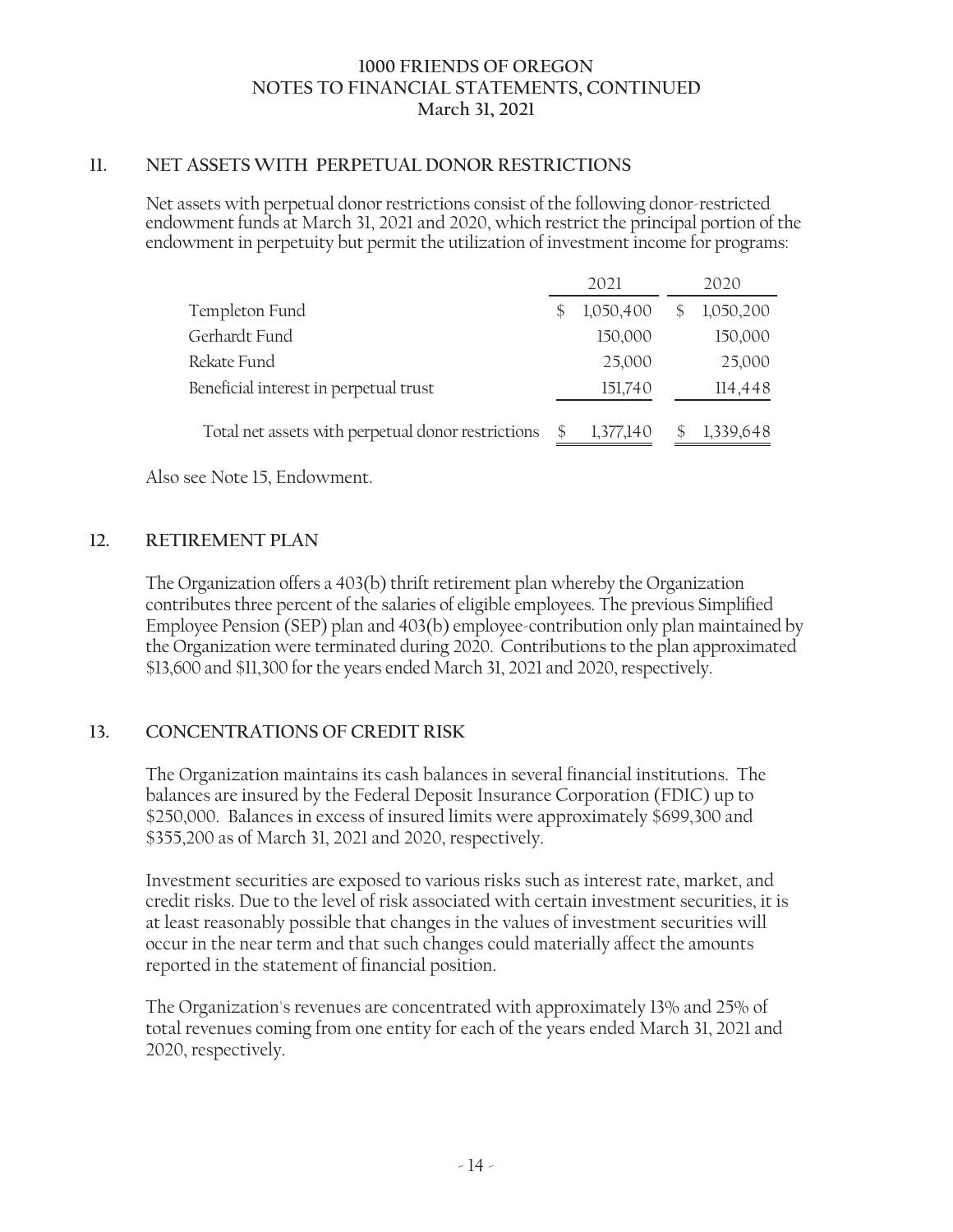## 11. NET ASSETS WITH PERPETUAL DONOR RESTRICTIONS

Net assets with perpetual donor restrictions consist of the following donor-restricted endowment funds at March 31, 2021 and 2020, which restrict the principal portion of the endowment in perpetuity but permit the utilization of investment income for programs:

| | 2021 | 2020 |
|---|---|---|
| Templeton Fund | $ 1,050,400 | $ 1,050,200 |
| Gerhardt Fund | 150,000 | 150,000 |
| Rekate Fund | 25,000 | 25,000 |
| Beneficial interest in perpetual trust | 151,740 | 114,448 |
| Total net assets with perpetual donor restrictions | $ 1,377,140 | $ 1,339,648 |

Also see Note 15, Endowment.

## 12. RETIREMENT PLAN

The Organization offers a 403(b) thrift retirement plan whereby the Organization contributes three percent of the salaries of eligible employees. The previous Simplified Employee Pension (SEP) plan and 403(b) employee-contribution only plan maintained by the Organization were terminated during 2020. Contributions to the plan approximated $13,600 and $11,300 for the years ended March 31, 2021 and 2020, respectively.

## 13. CONCENTRATIONS OF CREDIT RISK

The Organization maintains its cash balances in several financial institutions. The balances are insured by the Federal Deposit Insurance Corporation (FDIC) up to $250,000. Balances in excess of insured limits were approximately $699,300 and $355,200 as of March 31, 2021 and 2020, respectively.

Investment securities are exposed to various risks such as interest rate, market, and credit risks. Due to the level of risk associated with certain investment securities, it is at least reasonably possible that changes in the values of investment securities will occur in the near term and that such changes could materially affect the amounts reported in the statement of financial position.

The Organization's revenues are concentrated with approximately 13% and 25% of total revenues coming from one entity for each of the years ended March 31, 2021 and 2020, respectively.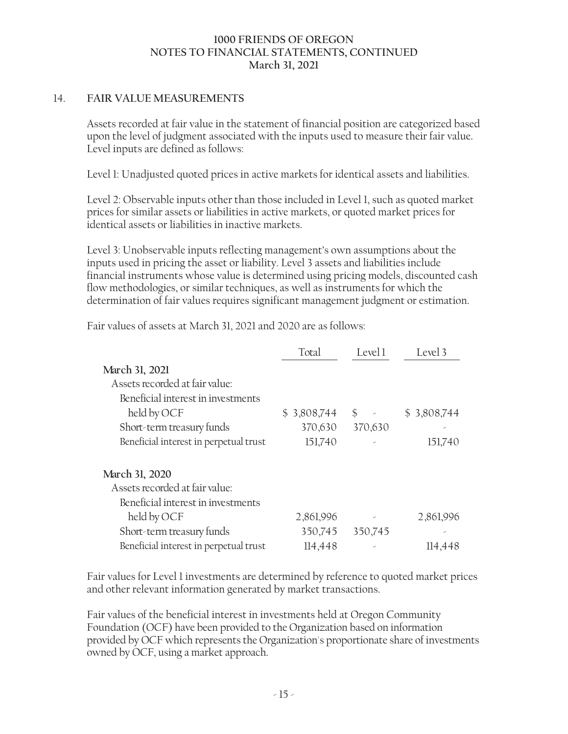## 14. FAIR VALUE MEASUREMENTS

Assets recorded at fair value in the statement of financial position are categorized based upon the level of judgment associated with the inputs used to measure their fair value. Level inputs are defined as follows:

Level 1: Unadjusted quoted prices in active markets for identical assets and liabilities.

Level 2: Observable inputs other than those included in Level 1, such as quoted market prices for similar assets or liabilities in active markets, or quoted market prices for identical assets or liabilities in inactive markets.

Level 3: Unobservable inputs reflecting management's own assumptions about the inputs used in pricing the asset or liability. Level 3 assets and liabilities include financial instruments whose value is determined using pricing models, discounted cash flow methodologies, or similar techniques, as well as instruments for which the determination of fair values requires significant management judgment or estimation.

Fair values of assets at March 31, 2021 and 2020 are as follows:

| | Total | Level 1 | Level 3 |
|---|---|---|---|
| **March 31, 2021** | | | |
| Assets recorded at fair value: | | | |
| Beneficial interest in investments held by OCF | $ 3,808,744 | $ - | $ 3,808,744 |
| Short-term treasury funds | 370,630 | 370,630 | - |
| Beneficial interest in perpetual trust | 151,740 | - | 151,740 |
| **March 31, 2020** | | | |
| Assets recorded at fair value: | | | |
| Beneficial interest in investments held by OCF | 2,861,996 | - | 2,861,996 |
| Short-term treasury funds | 350,745 | 350,745 | - |
| Beneficial interest in perpetual trust | 114,448 | - | 114,448 |

Fair values for Level 1 investments are determined by reference to quoted market prices and other relevant information generated by market transactions.

Fair values of the beneficial interest in investments held at Oregon Community Foundation (OCF) have been provided to the Organization based on information provided by OCF which represents the Organization's proportionate share of investments owned by OCF, using a market approach.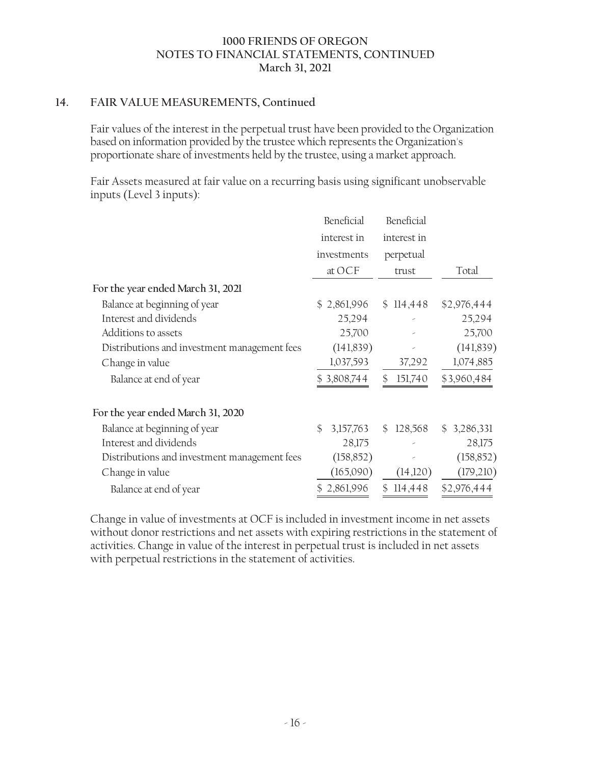## 14. FAIR VALUE MEASUREMENTS, Continued

Fair values of the interest in the perpetual trust have been provided to the Organization based on information provided by the trustee which represents the Organization's proportionate share of investments held by the trustee, using a market approach.

Fair Assets measured at fair value on a recurring basis using significant unobservable inputs (Level 3 inputs):

| | Beneficial interest in investments at OCF | Beneficial interest in perpetual trust | Total |
|---|---|---|---|
| **For the year ended March 31, 2021** | | | |
| Balance at beginning of year | $ 2,861,996 | $ 114,448 | $2,976,444 |
| Interest and dividends | 25,294 | - | 25,294 |
| Additions to assets | 25,700 | - | 25,700 |
| Distributions and investment management fees | (141,839) | - | (141,839) |
| Change in value | 1,037,593 | 37,292 | 1,074,885 |
| Balance at end of year | $ 3,808,744 | $ 151,740 | $3,960,484 |
| **For the year ended March 31, 2020** | | | |
| Balance at beginning of year | $ 3,157,763 | $ 128,568 | $ 3,286,331 |
| Interest and dividends | 28,175 | - | 28,175 |
| Distributions and investment management fees | (158,852) | - | (158,852) |
| Change in value | (165,090) | (14,120) | (179,210) |
| Balance at end of year | $ 2,861,996 | $ 114,448 | $2,976,444 |

Change in value of investments at OCF is included in investment income in net assets without donor restrictions and net assets with expiring restrictions in the statement of activities. Change in value of the interest in perpetual trust is included in net assets with perpetual restrictions in the statement of activities.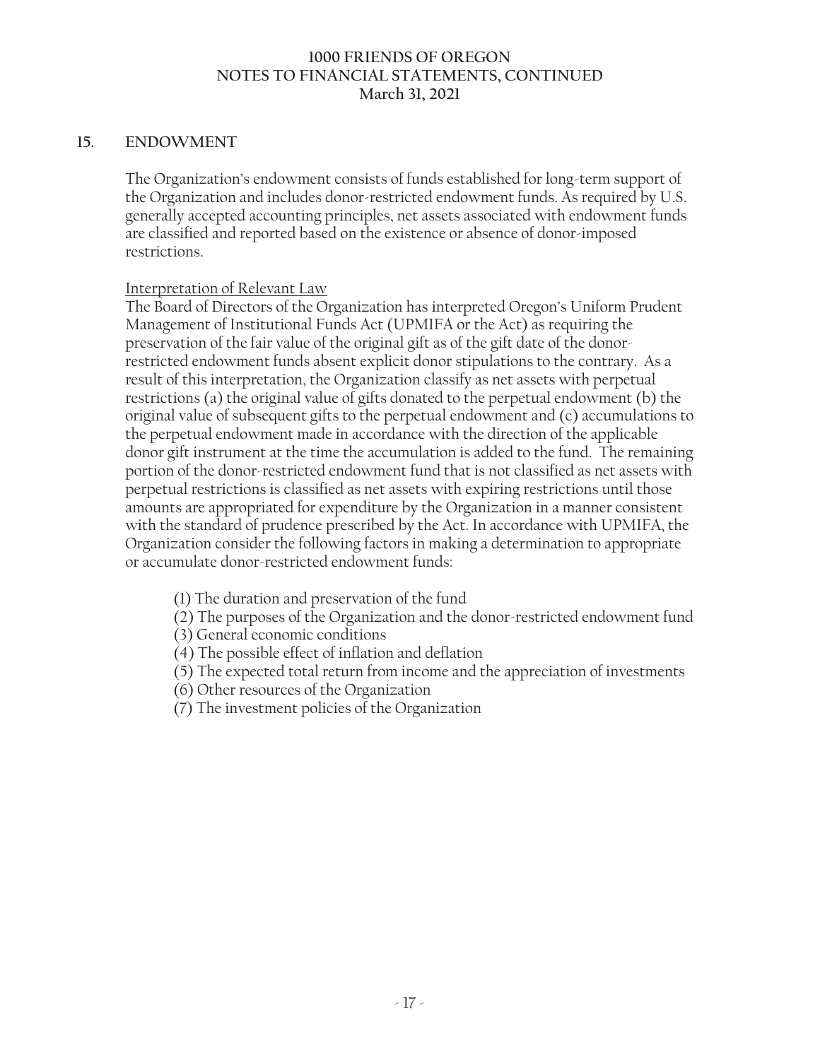## 15. ENDOWMENT

The Organization's endowment consists of funds established for long-term support of the Organization and includes donor-restricted endowment funds. As required by U.S. generally accepted accounting principles, net assets associated with endowment funds are classified and reported based on the existence or absence of donor-imposed restrictions.

Interpretation of Relevant Law

The Board of Directors of the Organization has interpreted Oregon's Uniform Prudent Management of Institutional Funds Act (UPMIFA or the Act) as requiring the preservation of the fair value of the original gift as of the gift date of the donor-restricted endowment funds absent explicit donor stipulations to the contrary. As a result of this interpretation, the Organization classify as net assets with perpetual restrictions (a) the original value of gifts donated to the perpetual endowment (b) the original value of subsequent gifts to the perpetual endowment and (c) accumulations to the perpetual endowment made in accordance with the direction of the applicable donor gift instrument at the time the accumulation is added to the fund. The remaining portion of the donor-restricted endowment fund that is not classified as net assets with perpetual restrictions is classified as net assets with expiring restrictions until those amounts are appropriated for expenditure by the Organization in a manner consistent with the standard of prudence prescribed by the Act. In accordance with UPMIFA, the Organization consider the following factors in making a determination to appropriate or accumulate donor-restricted endowment funds:

(1) The duration and preservation of the fund
(2) The purposes of the Organization and the donor-restricted endowment fund
(3) General economic conditions
(4) The possible effect of inflation and deflation
(5) The expected total return from income and the appreciation of investments
(6) Other resources of the Organization
(7) The investment policies of the Organization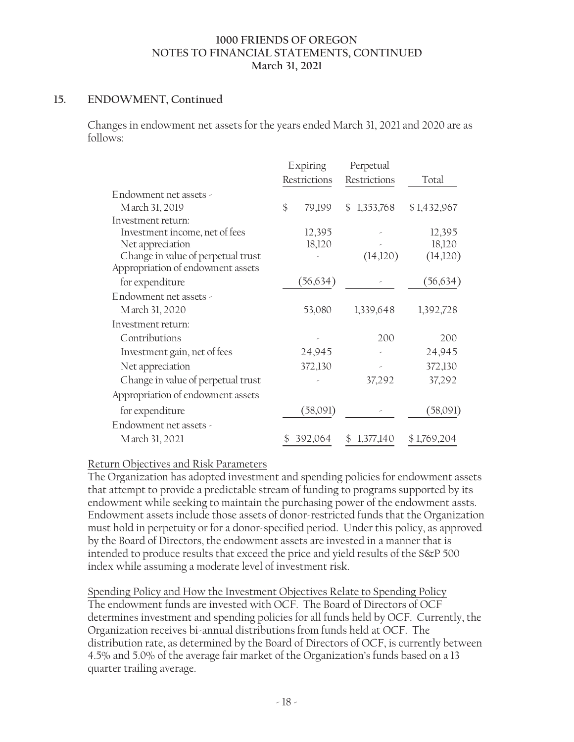## 15. ENDOWMENT, Continued

Changes in endowment net assets for the years ended March 31, 2021 and 2020 are as follows:

| | Expiring Restrictions | Perpetual Restrictions | Total |
|---|---|---|---|
| Endowment net assets - March 31, 2019 | $ 79,199 | $ 1,353,768 | $ 1,432,967 |
| Investment return: | | | |
| Investment income, net of fees | 12,395 | - | 12,395 |
| Net appreciation | 18,120 | - | 18,120 |
| Change in value of perpetual trust | - | (14,120) | (14,120) |
| Appropriation of endowment assets for expenditure | (56,634) | - | (56,634) |
| Endowment net assets - March 31, 2020 | 53,080 | 1,339,648 | 1,392,728 |
| Investment return: | | | |
| Contributions | - | 200 | 200 |
| Investment gain, net of fees | 24,945 | - | 24,945 |
| Net appreciation | 372,130 | - | 372,130 |
| Change in value of perpetual trust | - | 37,292 | 37,292 |
| Appropriation of endowment assets for expenditure | (58,091) | - | (58,091) |
| Endowment net assets - March 31, 2021 | $ 392,064 | $ 1,377,140 | $ 1,769,204 |

Return Objectives and Risk Parameters

The Organization has adopted investment and spending policies for endowment assets that attempt to provide a predictable stream of funding to programs supported by its endowment while seeking to maintain the purchasing power of the endowment assts. Endowment assets include those assets of donor-restricted funds that the Organization must hold in perpetuity or for a donor-specified period. Under this policy, as approved by the Board of Directors, the endowment assets are invested in a manner that is intended to produce results that exceed the price and yield results of the S&P 500 index while assuming a moderate level of investment risk.

Spending Policy and How the Investment Objectives Relate to Spending Policy

The endowment funds are invested with OCF. The Board of Directors of OCF determines investment and spending policies for all funds held by OCF. Currently, the Organization receives bi-annual distributions from funds held at OCF. The distribution rate, as determined by the Board of Directors of OCF, is currently between 4.5% and 5.0% of the average fair market of the Organization's funds based on a 13 quarter trailing average.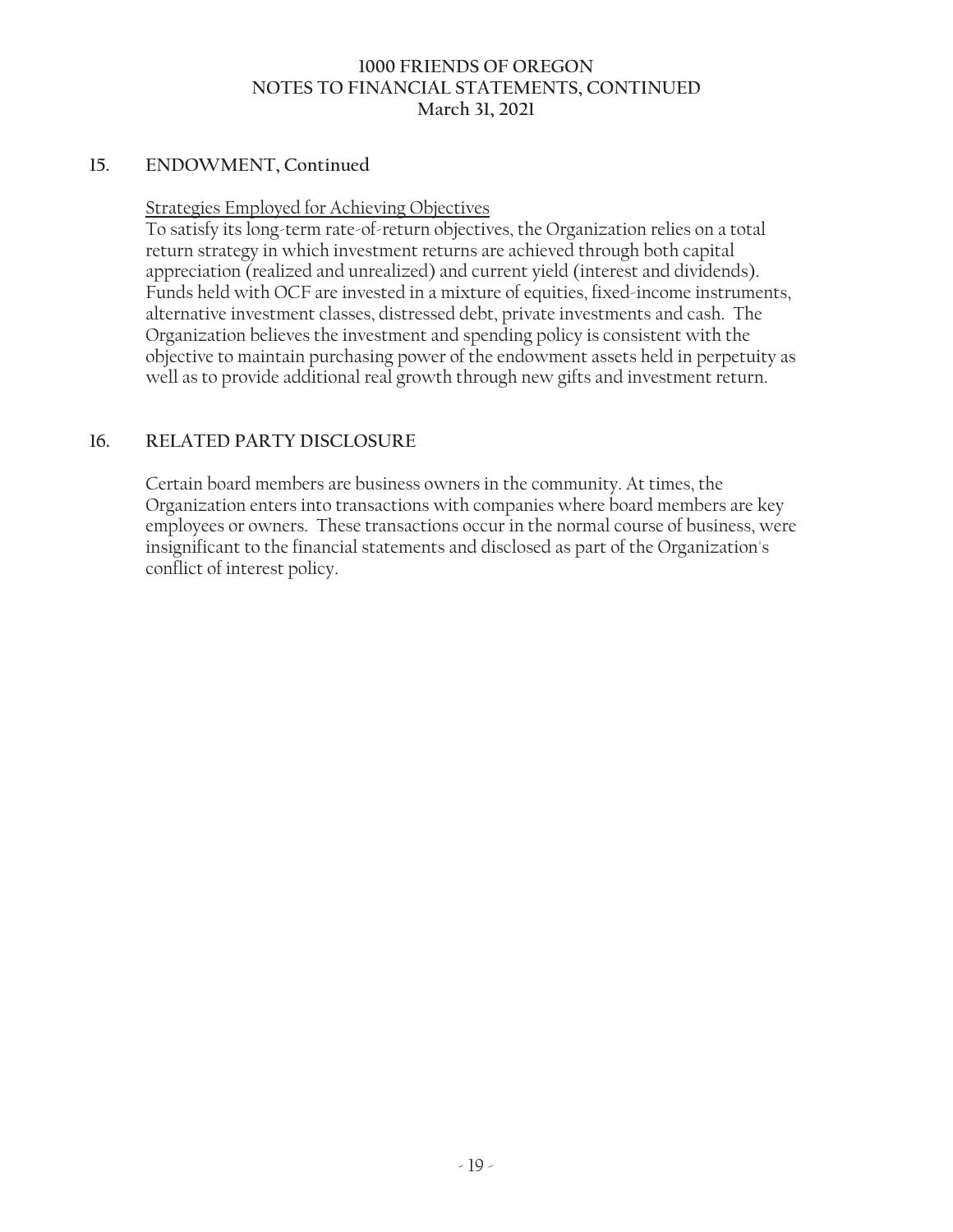## 15. ENDOWMENT, Continued

Strategies Employed for Achieving Objectives

To satisfy its long-term rate-of-return objectives, the Organization relies on a total return strategy in which investment returns are achieved through both capital appreciation (realized and unrealized) and current yield (interest and dividends). Funds held with OCF are invested in a mixture of equities, fixed-income instruments, alternative investment classes, distressed debt, private investments and cash. The Organization believes the investment and spending policy is consistent with the objective to maintain purchasing power of the endowment assets held in perpetuity as well as to provide additional real growth through new gifts and investment return.

## 16. RELATED PARTY DISCLOSURE

Certain board members are business owners in the community. At times, the Organization enters into transactions with companies where board members are key employees or owners. These transactions occur in the normal course of business, were insignificant to the financial statements and disclosed as part of the Organization's conflict of interest policy.